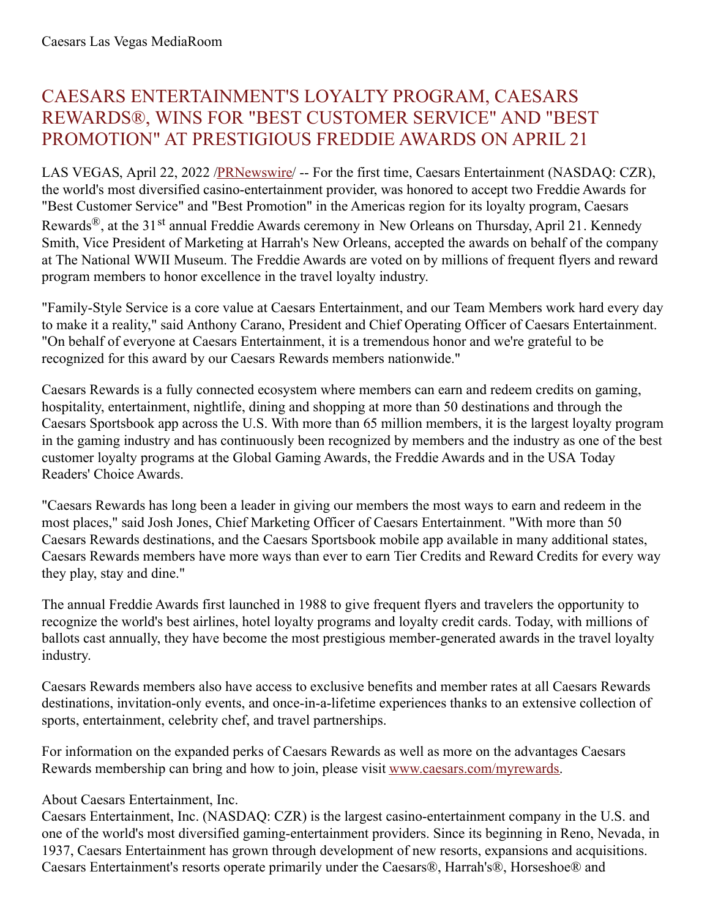Caesars Las Vegas MediaRoom

# CAESARS ENTERTAINMENT'S LOYALTY PROGRAM, CAESARS REWARDS®, WINS FOR "BEST CUSTOMER SERVICE" AND "BEST PROMOTION" AT PRESTIGIOUS FREDDIE AWARDS ON APRIL 21

LAS VEGAS, April 22, 2022 /PRNewswire/ -- For the first time, Caesars Entertainment (NASDAQ: CZR), the world's most diversified casino-entertainment provider, was honored to accept two Freddie Awards for "Best Customer Service" and "Best Promotion" in the Americas region for its loyalty program, Caesars Rewards®, at the 31st annual Freddie Awards ceremony in New Orleans on Thursday, April 21. Kennedy Smith, Vice President of Marketing at Harrah's New Orleans, accepted the awards on behalf of the company at The National WWII Museum. The Freddie Awards are voted on by millions of frequent flyers and reward program members to honor excellence in the travel loyalty industry.

"Family-Style Service is a core value at Caesars Entertainment, and our Team Members work hard every day to make it a reality," said Anthony Carano, President and Chief Operating Officer of Caesars Entertainment. "On behalf of everyone at Caesars Entertainment, it is a tremendous honor and we're grateful to be recognized for this award by our Caesars Rewards members nationwide."

Caesars Rewards is a fully connected ecosystem where members can earn and redeem credits on gaming, hospitality, entertainment, nightlife, dining and shopping at more than 50 destinations and through the Caesars Sportsbook app across the U.S. With more than 65 million members, it is the largest loyalty program in the gaming industry and has continuously been recognized by members and the industry as one of the best customer loyalty programs at the Global Gaming Awards, the Freddie Awards and in the USA Today Readers' Choice Awards.

"Caesars Rewards has long been a leader in giving our members the most ways to earn and redeem in the most places," said Josh Jones, Chief Marketing Officer of Caesars Entertainment. "With more than 50 Caesars Rewards destinations, and the Caesars Sportsbook mobile app available in many additional states, Caesars Rewards members have more ways than ever to earn Tier Credits and Reward Credits for every way they play, stay and dine."

The annual Freddie Awards first launched in 1988 to give frequent flyers and travelers the opportunity to recognize the world's best airlines, hotel loyalty programs and loyalty credit cards. Today, with millions of ballots cast annually, they have become the most prestigious member-generated awards in the travel loyalty industry.

Caesars Rewards members also have access to exclusive benefits and member rates at all Caesars Rewards destinations, invitation-only events, and once-in-a-lifetime experiences thanks to an extensive collection of sports, entertainment, celebrity chef, and travel partnerships.

For information on the expanded perks of Caesars Rewards as well as more on the advantages Caesars Rewards membership can bring and how to join, please visit www.caesars.com/myrewards.

About Caesars Entertainment, Inc.
Caesars Entertainment, Inc. (NASDAQ: CZR) is the largest casino-entertainment company in the U.S. and one of the world's most diversified gaming-entertainment providers. Since its beginning in Reno, Nevada, in 1937, Caesars Entertainment has grown through development of new resorts, expansions and acquisitions. Caesars Entertainment's resorts operate primarily under the Caesars®, Harrah's®, Horseshoe® and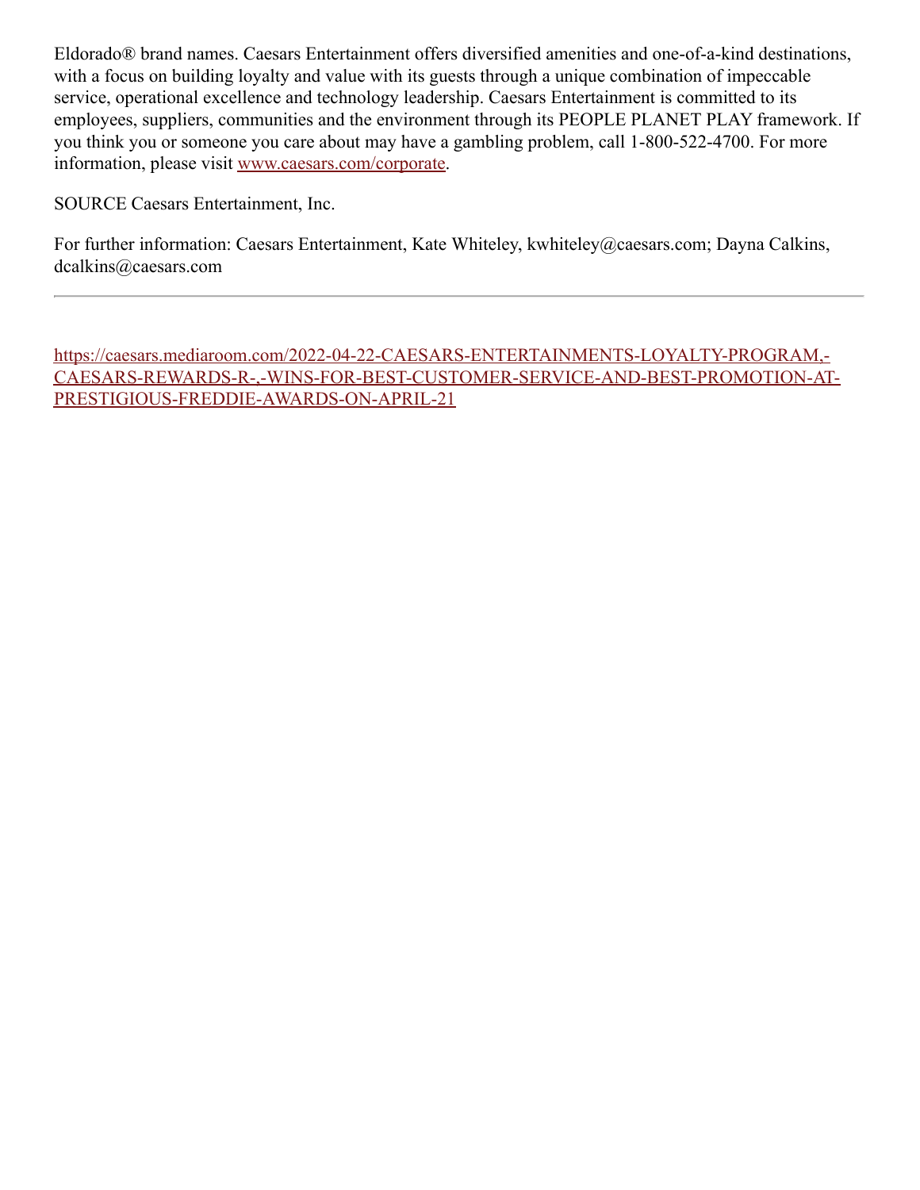Eldorado® brand names. Caesars Entertainment offers diversified amenities and one-of-a-kind destinations, with a focus on building loyalty and value with its guests through a unique combination of impeccable service, operational excellence and technology leadership. Caesars Entertainment is committed to its employees, suppliers, communities and the environment through its PEOPLE PLANET PLAY framework. If you think you or someone you care about may have a gambling problem, call 1-800-522-4700. For more information, please visit [www.caesars.com/corporate](www.caesars.com/corporate).

SOURCE Caesars Entertainment, Inc.

For further information: Caesars Entertainment, Kate Whiteley, kwhiteley@caesars.com; Dayna Calkins, dcalkins@caesars.com

---

https://caesars.mediaroom.com/2022-04-22-CAESARS-ENTERTAINMENTS-LOYALTY-PROGRAM,-CAESARS-REWARDS-R-,-WINS-FOR-BEST-CUSTOMER-SERVICE-AND-BEST-PROMOTION-AT-PRESTIGIOUS-FREDDIE-AWARDS-ON-APRIL-21